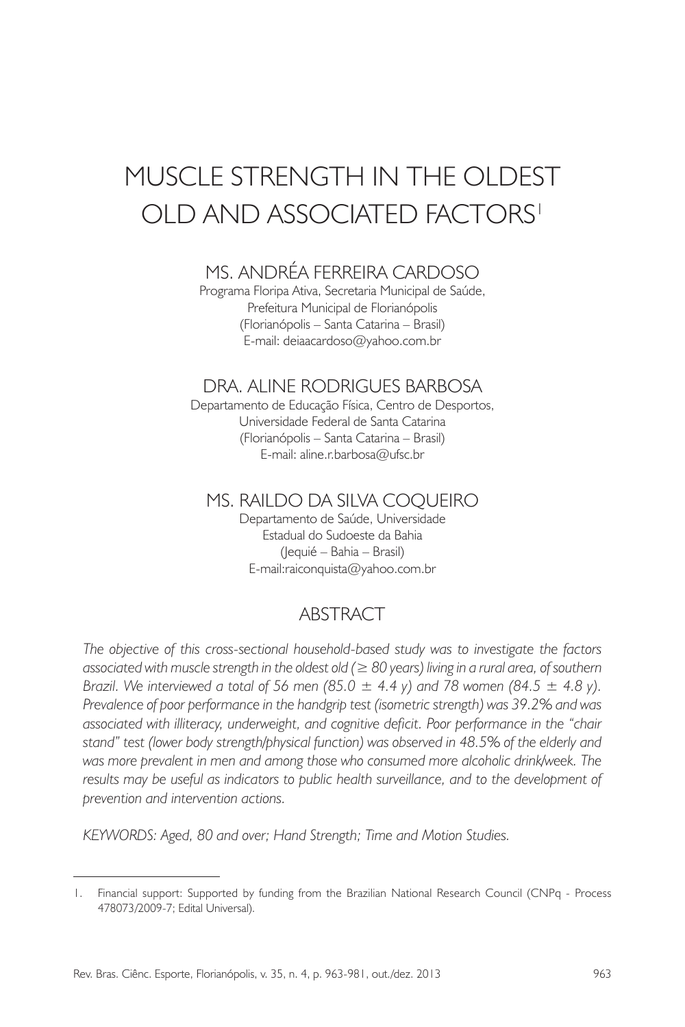# MUSCLE STRENGTH IN THE OLDEST OLD AND ASSOCIATED FACTORS[1]

## MS. ANDRÉA FERREIRA CARDOSO

Programa Floripa Ativa, Secretaria Municipal de Saúde,
Prefeitura Municipal de Florianópolis
(Florianópolis – Santa Catarina – Brasil)
E-mail: deiaacardoso@yahoo.com.br

## DRA. ALINE RODRIGUES BARBOSA

Departamento de Educação Física, Centro de Desportos,
Universidade Federal de Santa Catarina
(Florianópolis – Santa Catarina – Brasil)
E-mail: aline.r.barbosa@ufsc.br

## MS. RAILDO DA SILVA COQUEIRO

Departamento de Saúde, Universidade
Estadual do Sudoeste da Bahia
(Jequié – Bahia – Brasil)
E-mail:raiconquista@yahoo.com.br

## ABSTRACT

*The objective of this cross-sectional household-based study was to investigate the factors associated with muscle strength in the oldest old (≥ 80 years) living in a rural area, of southern Brazil. We interviewed a total of 56 men (85.0 ± 4.4 y) and 78 women (84.5 ± 4.8 y). Prevalence of poor performance in the handgrip test (isometric strength) was 39.2% and was associated with illiteracy, underweight, and cognitive deficit. Poor performance in the "chair stand" test (lower body strength/physical function) was observed in 48.5% of the elderly and was more prevalent in men and among those who consumed more alcoholic drink/week. The results may be useful as indicators to public health surveillance, and to the development of prevention and intervention actions.*

*KEYWORDS: Aged, 80 and over; Hand Strength; Time and Motion Studies.*

---

1. Financial support: Supported by funding from the Brazilian National Research Council (CNPq - Process 478073/2009-7; Edital Universal).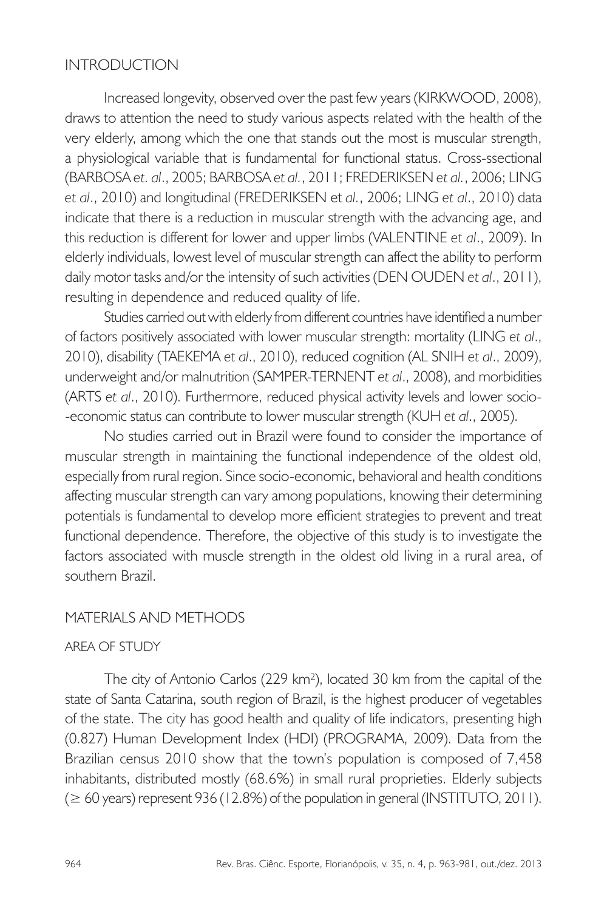## INTRODUCTION

Increased longevity, observed over the past few years (KIRKWOOD, 2008), draws to attention the need to study various aspects related with the health of the very elderly, among which the one that stands out the most is muscular strength, a physiological variable that is fundamental for functional status. Cross-ssectional (BARBOSA *et. al*., 2005; BARBOSA *et al.*, 2011; FREDERIKSEN *et al.*, 2006; LING *et al*., 2010) and longitudinal (FREDERIKSEN et *al*., 2006; LING *et al*., 2010) data indicate that there is a reduction in muscular strength with the advancing age, and this reduction is different for lower and upper limbs (VALENTINE *et al*., 2009). In elderly individuals, lowest level of muscular strength can affect the ability to perform daily motor tasks and/or the intensity of such activities (DEN OUDEN *et al*., 2011), resulting in dependence and reduced quality of life.

Studies carried out with elderly from different countries have identified a number of factors positively associated with lower muscular strength: mortality (LING *et al*., 2010), disability (TAEKEMA *et al*., 2010), reduced cognition (AL SNIH *et al*., 2009), underweight and/or malnutrition (SAMPER-TERNENT *et al*., 2008), and morbidities (ARTS *et al*., 2010). Furthermore, reduced physical activity levels and lower socio--economic status can contribute to lower muscular strength (KUH *et al*., 2005).

No studies carried out in Brazil were found to consider the importance of muscular strength in maintaining the functional independence of the oldest old, especially from rural region. Since socio-economic, behavioral and health conditions affecting muscular strength can vary among populations, knowing their determining potentials is fundamental to develop more efficient strategies to prevent and treat functional dependence. Therefore, the objective of this study is to investigate the factors associated with muscle strength in the oldest old living in a rural area, of southern Brazil.

## MATERIALS AND METHODS

### AREA OF STUDY

The city of Antonio Carlos (229 km$^2$), located 30 km from the capital of the state of Santa Catarina, south region of Brazil, is the highest producer of vegetables of the state. The city has good health and quality of life indicators, presenting high (0.827) Human Development Index (HDI) (PROGRAMA, 2009). Data from the Brazilian census 2010 show that the town's population is composed of 7,458 inhabitants, distributed mostly (68.6%) in small rural proprieties. Elderly subjects ($\geq$ 60 years) represent 936 (12.8%) of the population in general (INSTITUTO, 2011).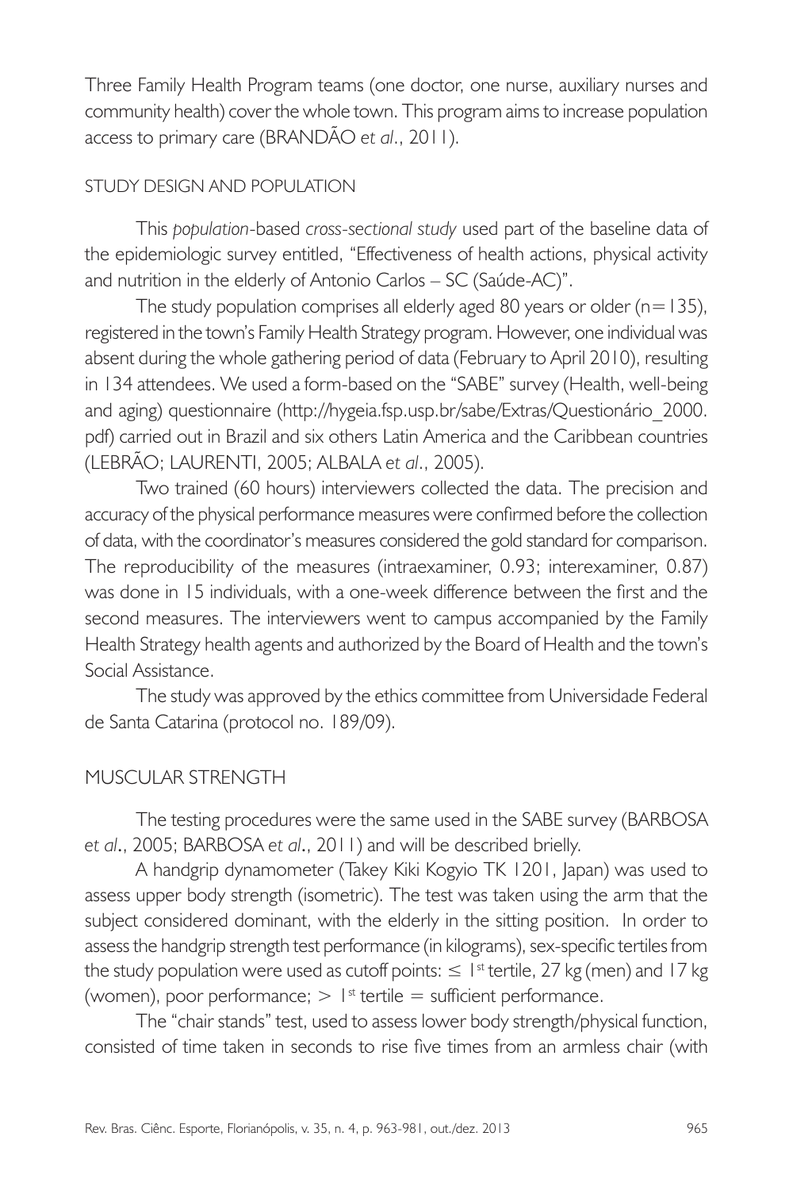Three Family Health Program teams (one doctor, one nurse, auxiliary nurses and community health) cover the whole town. This program aims to increase population access to primary care (BRANDÃO *et al*., 2011).

## STUDY DESIGN AND POPULATION

This *population*-based *cross-sectional study* used part of the baseline data of the epidemiologic survey entitled, "Effectiveness of health actions, physical activity and nutrition in the elderly of Antonio Carlos – SC (Saúde-AC)".

The study population comprises all elderly aged 80 years or older (n=135), registered in the town's Family Health Strategy program. However, one individual was absent during the whole gathering period of data (February to April 2010), resulting in 134 attendees. We used a form-based on the "SABE" survey (Health, well-being and aging) questionnaire (http://hygeia.fsp.usp.br/sabe/Extras/Questionário_2000.pdf) carried out in Brazil and six others Latin America and the Caribbean countries (LEBRÃO; LAURENTI, 2005; ALBALA *et al*., 2005).

Two trained (60 hours) interviewers collected the data. The precision and accuracy of the physical performance measures were confirmed before the collection of data, with the coordinator's measures considered the gold standard for comparison. The reproducibility of the measures (intraexaminer, 0.93; interexaminer, 0.87) was done in 15 individuals, with a one-week difference between the first and the second measures. The interviewers went to campus accompanied by the Family Health Strategy health agents and authorized by the Board of Health and the town's Social Assistance.

The study was approved by the ethics committee from Universidade Federal de Santa Catarina (protocol no. 189/09).

## MUSCULAR STRENGTH

The testing procedures were the same used in the SABE survey (BARBOSA *et al*., 2005; BARBOSA *et al*., 2011) and will be described brielly.

A handgrip dynamometer (Takey Kiki Kogyio TK 1201, Japan) was used to assess upper body strength (isometric). The test was taken using the arm that the subject considered dominant, with the elderly in the sitting position. In order to assess the handgrip strength test performance (in kilograms), sex-specific tertiles from the study population were used as cutoff points: $\leq$ 1st tertile, 27 kg (men) and 17 kg (women), poor performance; $>$ 1st tertile = sufficient performance.

The "chair stands" test, used to assess lower body strength/physical function, consisted of time taken in seconds to rise five times from an armless chair (with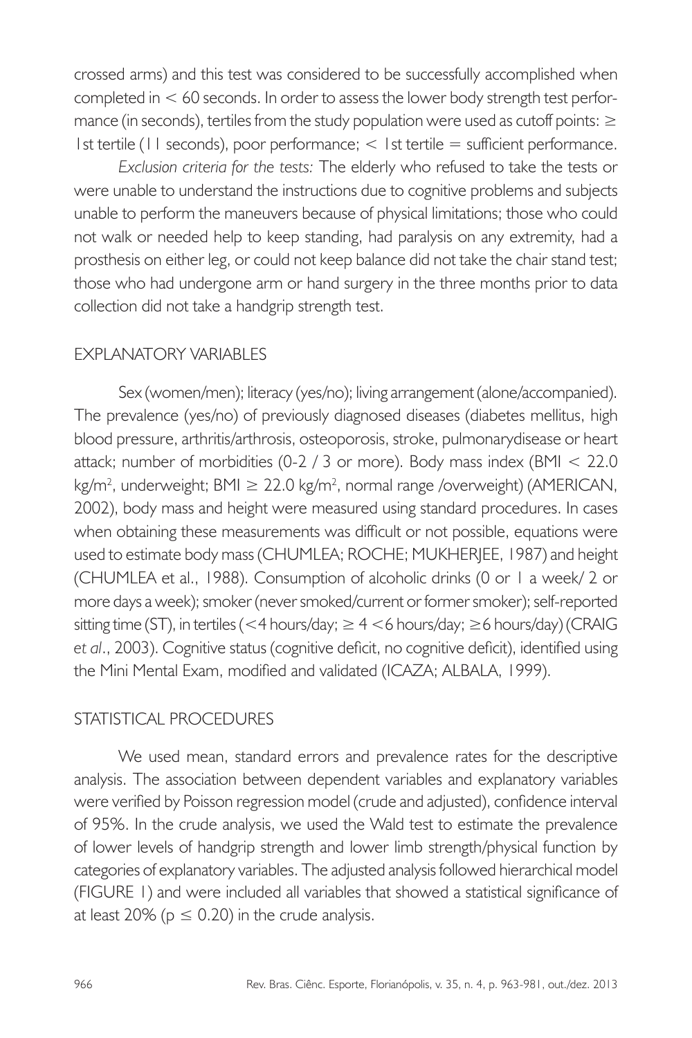crossed arms) and this test was considered to be successfully accomplished when completed in < 60 seconds. In order to assess the lower body strength test performance (in seconds), tertiles from the study population were used as cutoff points: ≥ 1st tertile (11 seconds), poor performance; < 1st tertile = sufficient performance.

*Exclusion criteria for the tests:* The elderly who refused to take the tests or were unable to understand the instructions due to cognitive problems and subjects unable to perform the maneuvers because of physical limitations; those who could not walk or needed help to keep standing, had paralysis on any extremity, had a prosthesis on either leg, or could not keep balance did not take the chair stand test; those who had undergone arm or hand surgery in the three months prior to data collection did not take a handgrip strength test.

## EXPLANATORY VARIABLES

Sex (women/men); literacy (yes/no); living arrangement (alone/accompanied). The prevalence (yes/no) of previously diagnosed diseases (diabetes mellitus, high blood pressure, arthritis/arthrosis, osteoporosis, stroke, pulmonarydisease or heart attack; number of morbidities (0-2 / 3 or more). Body mass index (BMI < 22.0 kg/m$^2$, underweight; BMI ≥ 22.0 kg/m$^2$, normal range /overweight) (AMERICAN, 2002), body mass and height were measured using standard procedures. In cases when obtaining these measurements was difficult or not possible, equations were used to estimate body mass (CHUMLEA; ROCHE; MUKHERJEE, 1987) and height (CHUMLEA et al., 1988). Consumption of alcoholic drinks (0 or 1 a week/ 2 or more days a week); smoker (never smoked/current or former smoker); self-reported sitting time (ST), in tertiles (<4 hours/day; ≥ 4 <6 hours/day; ≥6 hours/day) (CRAIG *et al*., 2003). Cognitive status (cognitive deficit, no cognitive deficit), identified using the Mini Mental Exam, modified and validated (ICAZA; ALBALA, 1999).

## STATISTICAL PROCEDURES

We used mean, standard errors and prevalence rates for the descriptive analysis. The association between dependent variables and explanatory variables were verified by Poisson regression model (crude and adjusted), confidence interval of 95%. In the crude analysis, we used the Wald test to estimate the prevalence of lower levels of handgrip strength and lower limb strength/physical function by categories of explanatory variables. The adjusted analysis followed hierarchical model (FIGURE 1) and were included all variables that showed a statistical significance of at least 20% ($p \leq 0.20$) in the crude analysis.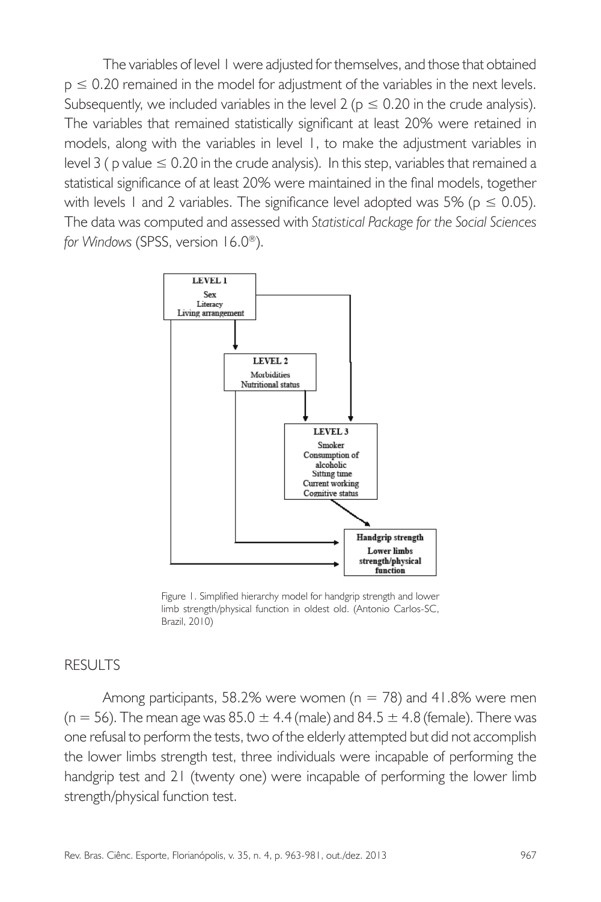The variables of level 1 were adjusted for themselves, and those that obtained $p \leq 0.20$ remained in the model for adjustment of the variables in the next levels. Subsequently, we included variables in the level 2 ($p \leq 0.20$ in the crude analysis). The variables that remained statistically significant at least 20% were retained in models, along with the variables in level 1, to make the adjustment variables in level 3 ( p value $\leq 0.20$ in the crude analysis). In this step, variables that remained a statistical significance of at least 20% were maintained in the final models, together with levels 1 and 2 variables. The significance level adopted was 5% ($p \leq 0.05$). The data was computed and assessed with *Statistical Package for the Social Sciences for Windows* (SPSS, version 16.0®).

LEVEL 1
Sex
Literacy
Living arrangement

LEVEL 2
Morbidities
Nutritional status

LEVEL 3
Smoker
Consumption of alcoholic
Sitting time
Current working
Cognitive status

Handgrip strength
Lower limbs strength/physical function

Figure 1. Simplified hierarchy model for handgrip strength and lower limb strength/physical function in oldest old. (Antonio Carlos-SC, Brazil, 2010)

## RESULTS

Among participants, 58.2% were women (n = 78) and 41.8% were men (n = 56). The mean age was 85.0 ± 4.4 (male) and 84.5 ± 4.8 (female). There was one refusal to perform the tests, two of the elderly attempted but did not accomplish the lower limbs strength test, three individuals were incapable of performing the handgrip test and 21 (twenty one) were incapable of performing the lower limb strength/physical function test.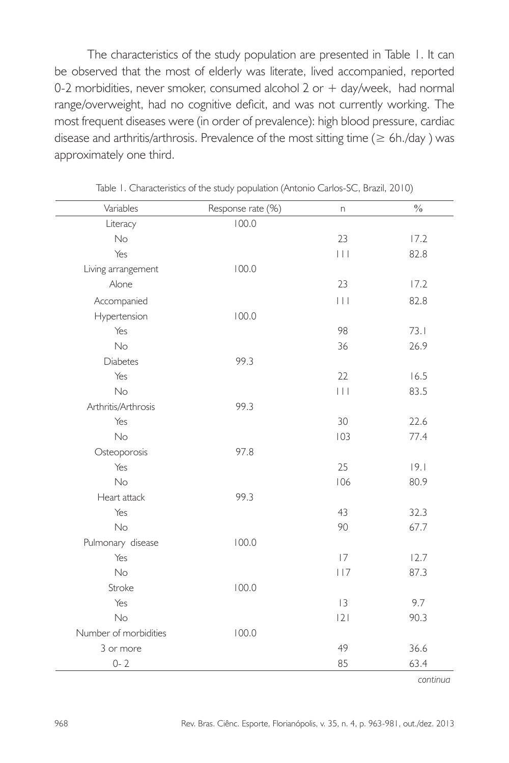The characteristics of the study population are presented in Table 1. It can be observed that the most of elderly was literate, lived accompanied, reported 0-2 morbidities, never smoker, consumed alcohol 2 or + day/week, had normal range/overweight, had no cognitive deficit, and was not currently working. The most frequent diseases were (in order of prevalence): high blood pressure, cardiac disease and arthritis/arthrosis. Prevalence of the most sitting time (≥ 6h./day ) was approximately one third.

Table 1. Characteristics of the study population (Antonio Carlos-SC, Brazil, 2010)

| Variables | Response rate (%) | n | % |
|---|---|---|---|
| Literacy | 100.0 | | |
| No | | 23 | 17.2 |
| Yes | | 111 | 82.8 |
| Living arrangement | 100.0 | | |
| Alone | | 23 | 17.2 |
| Accompanied | | 111 | 82.8 |
| Hypertension | 100.0 | | |
| Yes | | 98 | 73.1 |
| No | | 36 | 26.9 |
| Diabetes | 99.3 | | |
| Yes | | 22 | 16.5 |
| No | | 111 | 83.5 |
| Arthritis/Arthrosis | 99.3 | | |
| Yes | | 30 | 22.6 |
| No | | 103 | 77.4 |
| Osteoporosis | 97.8 | | |
| Yes | | 25 | 19.1 |
| No | | 106 | 80.9 |
| Heart attack | 99.3 | | |
| Yes | | 43 | 32.3 |
| No | | 90 | 67.7 |
| Pulmonary disease | 100.0 | | |
| Yes | | 17 | 12.7 |
| No | | 117 | 87.3 |
| Stroke | 100.0 | | |
| Yes | | 13 | 9.7 |
| No | | 121 | 90.3 |
| Number of morbidities | 100.0 | | |
| 3 or more | | 49 | 36.6 |
| 0- 2 | | 85 | 63.4 |

*continua*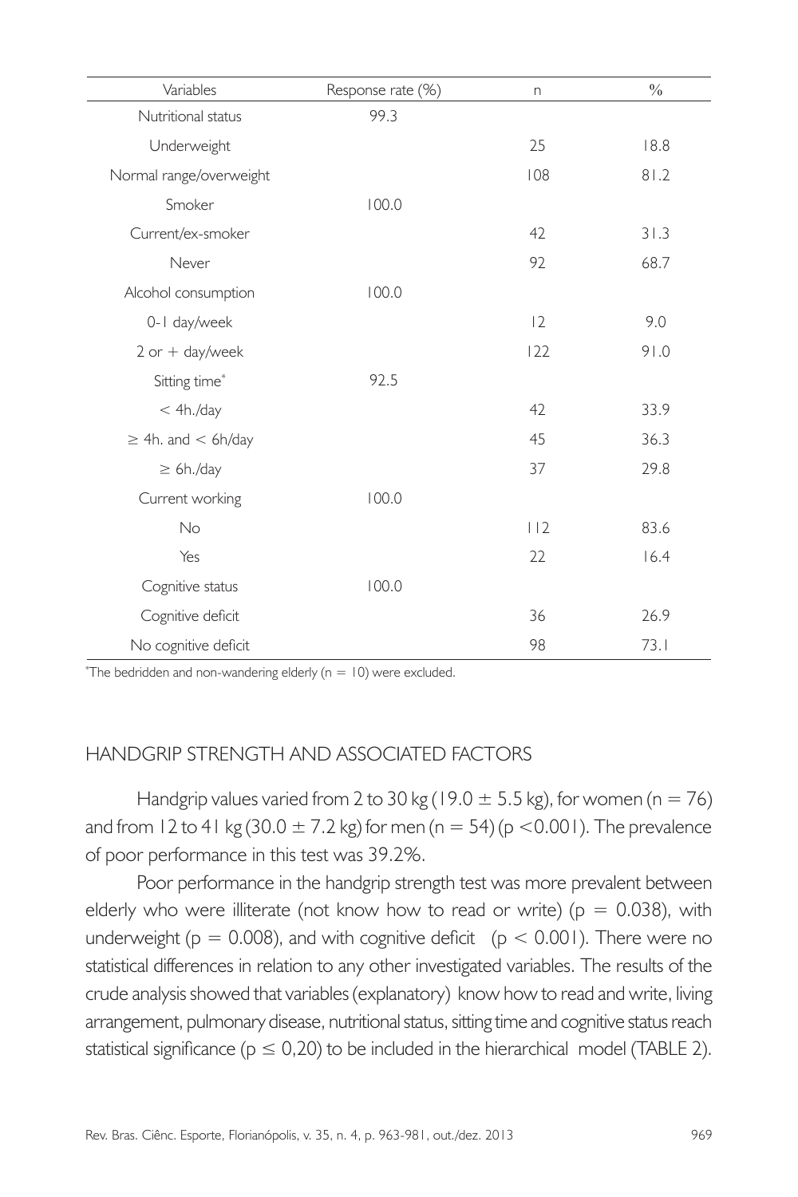| Variables | Response rate (%) | n | % |
|---|---|---|---|
| Nutritional status | 99.3 | | |
| Underweight | | 25 | 18.8 |
| Normal range/overweight | | 108 | 81.2 |
| Smoker | 100.0 | | |
| Current/ex-smoker | | 42 | 31.3 |
| Never | | 92 | 68.7 |
| Alcohol consumption | 100.0 | | |
| 0-1 day/week | | 12 | 9.0 |
| 2 or + day/week | | 122 | 91.0 |
| Sitting time* | 92.5 | | |
| < 4h./day | | 42 | 33.9 |
| ≥ 4h. and < 6h/day | | 45 | 36.3 |
| ≥ 6h./day | | 37 | 29.8 |
| Current working | 100.0 | | |
| No | | 112 | 83.6 |
| Yes | | 22 | 16.4 |
| Cognitive status | 100.0 | | |
| Cognitive deficit | | 36 | 26.9 |
| No cognitive deficit | | 98 | 73.1 |

*The bedridden and non-wandering elderly (n = 10) were excluded.

## HANDGRIP STRENGTH AND ASSOCIATED FACTORS

Handgrip values varied from 2 to 30 kg (19.0 ± 5.5 kg), for women (n = 76) and from 12 to 41 kg (30.0 ± 7.2 kg) for men (n = 54) ($p < 0.001$). The prevalence of poor performance in this test was 39.2%.

Poor performance in the handgrip strength test was more prevalent between elderly who were illiterate (not know how to read or write) ($p = 0.038$), with underweight ($p = 0.008$), and with cognitive deficit ($p < 0.001$). There were no statistical differences in relation to any other investigated variables. The results of the crude analysis showed that variables (explanatory) know how to read and write, living arrangement, pulmonary disease, nutritional status, sitting time and cognitive status reach statistical significance ($p \leq 0,20$) to be included in the hierarchical model (TABLE 2).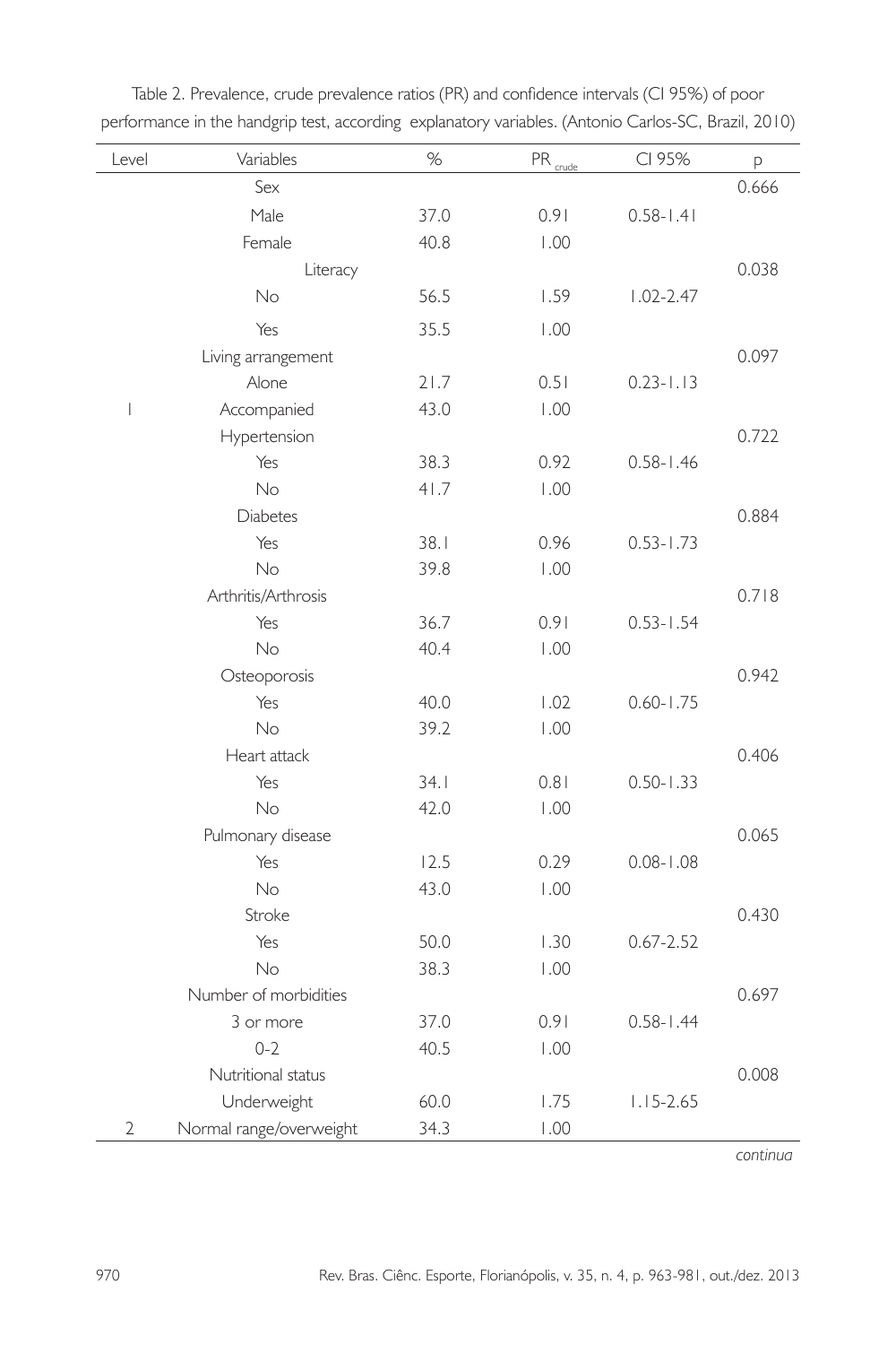Table 2. Prevalence, crude prevalence ratios (PR) and confidence intervals (CI 95%) of poor performance in the handgrip test, according explanatory variables. (Antonio Carlos-SC, Brazil, 2010)

| Level | Variables | % | $PR_{crude}$ | CI 95% | p |
|---|---|---|---|---|---|
| | Sex | | | | 0.666 |
| | Male | 37.0 | 0.91 | 0.58-1.41 | |
| | Female | 40.8 | 1.00 | | |
| | Literacy | | | | 0.038 |
| | No | 56.5 | 1.59 | 1.02-2.47 | |
| | Yes | 35.5 | 1.00 | | |
| | Living arrangement | | | | 0.097 |
| | Alone | 21.7 | 0.51 | 0.23-1.13 | |
| 1 | Accompanied | 43.0 | 1.00 | | |
| | Hypertension | | | | 0.722 |
| | Yes | 38.3 | 0.92 | 0.58-1.46 | |
| | No | 41.7 | 1.00 | | |
| | Diabetes | | | | 0.884 |
| | Yes | 38.1 | 0.96 | 0.53-1.73 | |
| | No | 39.8 | 1.00 | | |
| | Arthritis/Arthrosis | | | | 0.718 |
| | Yes | 36.7 | 0.91 | 0.53-1.54 | |
| | No | 40.4 | 1.00 | | |
| | Osteoporosis | | | | 0.942 |
| | Yes | 40.0 | 1.02 | 0.60-1.75 | |
| | No | 39.2 | 1.00 | | |
| | Heart attack | | | | 0.406 |
| | Yes | 34.1 | 0.81 | 0.50-1.33 | |
| | No | 42.0 | 1.00 | | |
| | Pulmonary disease | | | | 0.065 |
| | Yes | 12.5 | 0.29 | 0.08-1.08 | |
| | No | 43.0 | 1.00 | | |
| | Stroke | | | | 0.430 |
| | Yes | 50.0 | 1.30 | 0.67-2.52 | |
| | No | 38.3 | 1.00 | | |
| | Number of morbidities | | | | 0.697 |
| | 3 or more | 37.0 | 0.91 | 0.58-1.44 | |
| | 0-2 | 40.5 | 1.00 | | |
| | Nutritional status | | | | 0.008 |
| | Underweight | 60.0 | 1.75 | 1.15-2.65 | |
| 2 | Normal range/overweight | 34.3 | 1.00 | | |

*continua*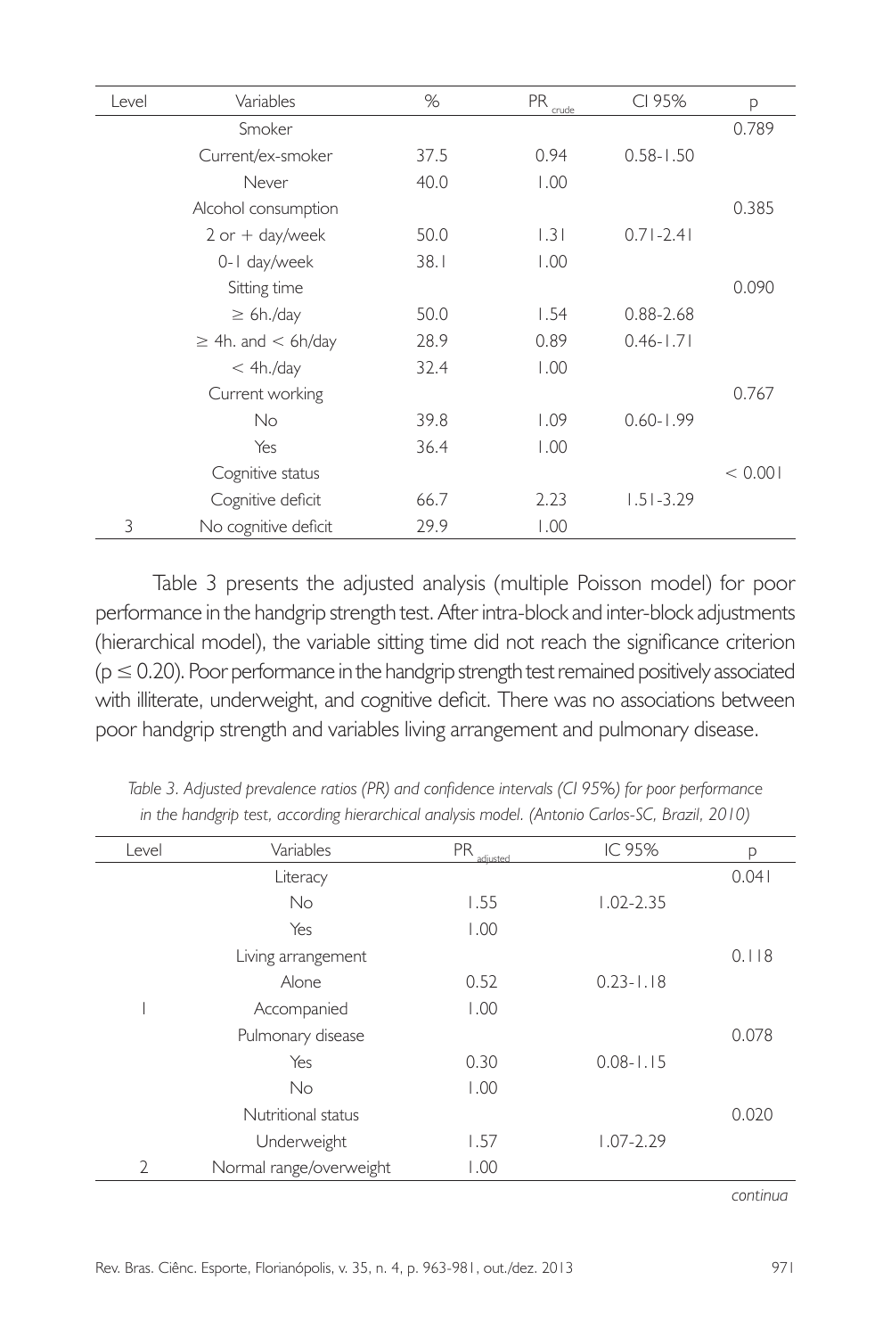| Level | Variables | % | $PR_{crude}$ | CI 95% | p |
|---|---|---|---|---|---|
| | Smoker | | | | 0.789 |
| | Current/ex-smoker | 37.5 | 0.94 | 0.58-1.50 | |
| | Never | 40.0 | 1.00 | | |
| | Alcohol consumption | | | | 0.385 |
| | 2 or + day/week | 50.0 | 1.31 | 0.71-2.41 | |
| | 0-1 day/week | 38.1 | 1.00 | | |
| | Sitting time | | | | 0.090 |
| | ≥ 6h./day | 50.0 | 1.54 | 0.88-2.68 | |
| | ≥ 4h. and < 6h/day | 28.9 | 0.89 | 0.46-1.71 | |
| | < 4h./day | 32.4 | 1.00 | | |
| | Current working | | | | 0.767 |
| | No | 39.8 | 1.09 | 0.60-1.99 | |
| | Yes | 36.4 | 1.00 | | |
| | Cognitive status | | | | < 0.001 |
| | Cognitive deficit | 66.7 | 2.23 | 1.51-3.29 | |
| 3 | No cognitive deficit | 29.9 | 1.00 | | |

Table 3 presents the adjusted analysis (multiple Poisson model) for poor performance in the handgrip strength test. After intra-block and inter-block adjustments (hierarchical model), the variable sitting time did not reach the significance criterion ($p \leq 0.20$). Poor performance in the handgrip strength test remained positively associated with illiterate, underweight, and cognitive deficit. There was no associations between poor handgrip strength and variables living arrangement and pulmonary disease.

*Table 3. Adjusted prevalence ratios (PR) and confidence intervals (CI 95%) for poor performance in the handgrip test, according hierarchical analysis model. (Antonio Carlos-SC, Brazil, 2010)*

| Level | Variables | $PR_{adjusted}$ | IC 95% | p |
|---|---|---|---|---|
| | Literacy | | | 0.041 |
| | No | 1.55 | 1.02-2.35 | |
| | Yes | 1.00 | | |
| | Living arrangement | | | 0.118 |
| | Alone | 0.52 | 0.23-1.18 | |
| 1 | Accompanied | 1.00 | | |
| | Pulmonary disease | | | 0.078 |
| | Yes | 0.30 | 0.08-1.15 | |
| | No | 1.00 | | |
| | Nutritional status | | | 0.020 |
| | Underweight | 1.57 | 1.07-2.29 | |
| 2 | Normal range/overweight | 1.00 | | |

*continua*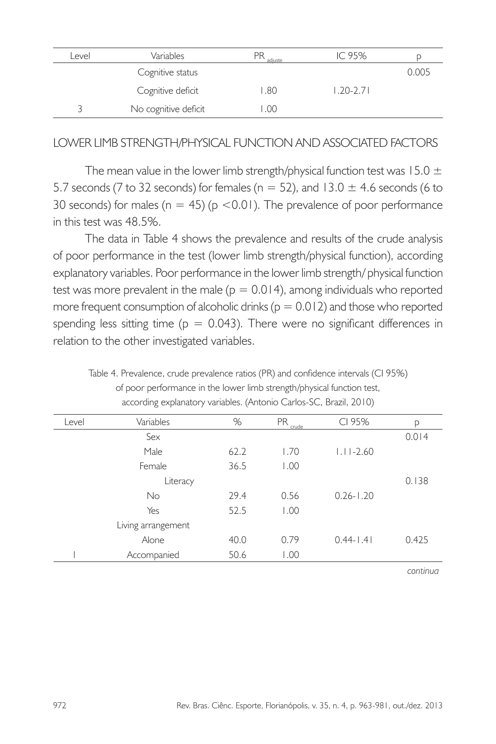| Level | Variables | $PR_{adjuste}$ | IC 95% | p |
|---|---|---|---|---|
| | Cognitive status | | | 0.005 |
| | Cognitive deficit | 1.80 | 1.20-2.71 | |
| 3 | No cognitive deficit | 1.00 | | |

## LOWER LIMB STRENGTH/PHYSICAL FUNCTION AND ASSOCIATED FACTORS

The mean value in the lower limb strength/physical function test was 15.0 ± 5.7 seconds (7 to 32 seconds) for females (n = 52), and 13.0 ± 4.6 seconds (6 to 30 seconds) for males (n = 45) ($p < 0.01$). The prevalence of poor performance in this test was 48.5%.

The data in Table 4 shows the prevalence and results of the crude analysis of poor performance in the test (lower limb strength/physical function), according explanatory variables. Poor performance in the lower limb strength/ physical function test was more prevalent in the male ($p = 0.014$), among individuals who reported more frequent consumption of alcoholic drinks ($p = 0.012$) and those who reported spending less sitting time ($p = 0.043$). There were no significant differences in relation to the other investigated variables.

Table 4. Prevalence, crude prevalence ratios (PR) and confidence intervals (CI 95%) of poor performance in the lower limb strength/physical function test, according explanatory variables. (Antonio Carlos-SC, Brazil, 2010)

| Level | Variables | % | $PR_{crude}$ | CI 95% | p |
|---|---|---|---|---|---|
| | Sex | | | | 0.014 |
| | Male | 62.2 | 1.70 | 1.11-2.60 | |
| | Female | 36.5 | 1.00 | | |
| | Literacy | | | | 0.138 |
| | No | 29.4 | 0.56 | 0.26-1.20 | |
| | Yes | 52.5 | 1.00 | | |
| | Living arrangement | | | | |
| | Alone | 40.0 | 0.79 | 0.44-1.41 | 0.425 |
| 1 | Accompanied | 50.6 | 1.00 | | |

*continua*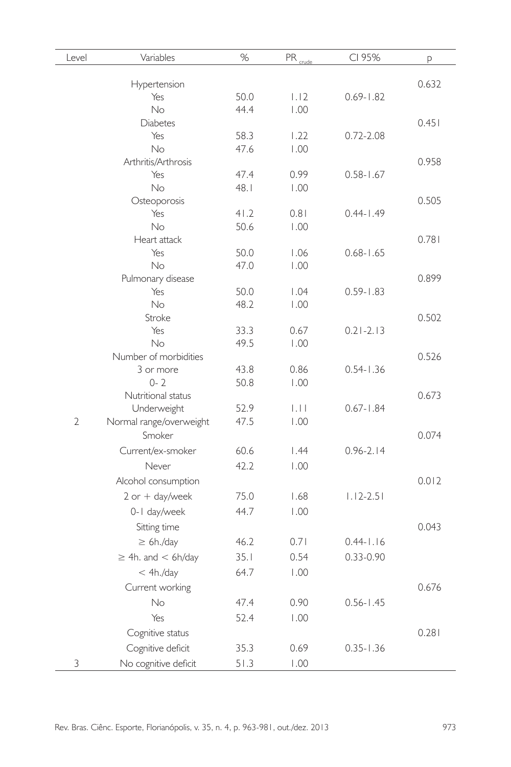| Level | Variables | % | $PR_{crude}$ | CI 95% | p |
|---|---|---|---|---|---|
| | Hypertension | | | | 0.632 |
| | Yes | 50.0 | 1.12 | 0.69-1.82 | |
| | No | 44.4 | 1.00 | | |
| | Diabetes | | | | 0.451 |
| | Yes | 58.3 | 1.22 | 0.72-2.08 | |
| | No | 47.6 | 1.00 | | |
| | Arthritis/Arthrosis | | | | 0.958 |
| | Yes | 47.4 | 0.99 | 0.58-1.67 | |
| | No | 48.1 | 1.00 | | |
| | Osteoporosis | | | | 0.505 |
| | Yes | 41.2 | 0.81 | 0.44-1.49 | |
| | No | 50.6 | 1.00 | | |
| | Heart attack | | | | 0.781 |
| | Yes | 50.0 | 1.06 | 0.68-1.65 | |
| | No | 47.0 | 1.00 | | |
| | Pulmonary disease | | | | 0.899 |
| | Yes | 50.0 | 1.04 | 0.59-1.83 | |
| | No | 48.2 | 1.00 | | |
| | Stroke | | | | 0.502 |
| | Yes | 33.3 | 0.67 | 0.21-2.13 | |
| | No | 49.5 | 1.00 | | |
| | Number of morbidities | | | | 0.526 |
| | 3 or more | 43.8 | 0.86 | 0.54-1.36 | |
| | 0- 2 | 50.8 | 1.00 | | |
| | Nutritional status | | | | 0.673 |
| | Underweight | 52.9 | 1.11 | 0.67-1.84 | |
| 2 | Normal range/overweight | 47.5 | 1.00 | | |
| | Smoker | | | | 0.074 |
| | Current/ex-smoker | 60.6 | 1.44 | 0.96-2.14 | |
| | Never | 42.2 | 1.00 | | |
| | Alcohol consumption | | | | 0.012 |
| | 2 or + day/week | 75.0 | 1.68 | 1.12-2.51 | |
| | 0-1 day/week | 44.7 | 1.00 | | |
| | Sitting time | | | | 0.043 |
| | ≥ 6h./day | 46.2 | 0.71 | 0.44-1.16 | |
| | ≥ 4h. and < 6h/day | 35.1 | 0.54 | 0.33-0.90 | |
| | < 4h./day | 64.7 | 1.00 | | |
| | Current working | | | | 0.676 |
| | No | 47.4 | 0.90 | 0.56-1.45 | |
| | Yes | 52.4 | 1.00 | | |
| | Cognitive status | | | | 0.281 |
| | Cognitive deficit | 35.3 | 0.69 | 0.35-1.36 | |
| 3 | No cognitive deficit | 51.3 | 1.00 | | |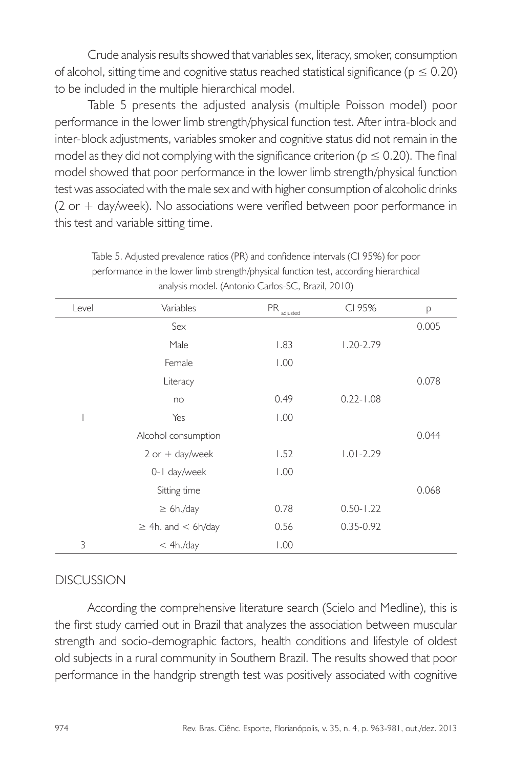Crude analysis results showed that variables sex, literacy, smoker, consumption of alcohol, sitting time and cognitive status reached statistical significance ($p \leq 0.20$) to be included in the multiple hierarchical model.

Table 5 presents the adjusted analysis (multiple Poisson model) poor performance in the lower limb strength/physical function test. After intra-block and inter-block adjustments, variables smoker and cognitive status did not remain in the model as they did not complying with the significance criterion ($p \leq 0.20$). The final model showed that poor performance in the lower limb strength/physical function test was associated with the male sex and with higher consumption of alcoholic drinks (2 or + day/week). No associations were verified between poor performance in this test and variable sitting time.

Table 5. Adjusted prevalence ratios (PR) and confidence intervals (CI 95%) for poor performance in the lower limb strength/physical function test, according hierarchical analysis model. (Antonio Carlos-SC, Brazil, 2010)

| Level | Variables | $PR_{adjusted}$ | CI 95% | p |
|---|---|---|---|---|
| | Sex | | | 0.005 |
| | Male | 1.83 | 1.20-2.79 | |
| | Female | 1.00 | | |
| | Literacy | | | 0.078 |
| | no | 0.49 | 0.22-1.08 | |
| 1 | Yes | 1.00 | | |
| | Alcohol consumption | | | 0.044 |
| | 2 or + day/week | 1.52 | 1.01-2.29 | |
| | 0-1 day/week | 1.00 | | |
| | Sitting time | | | 0.068 |
| | ≥ 6h./day | 0.78 | 0.50-1.22 | |
| | ≥ 4h. and < 6h/day | 0.56 | 0.35-0.92 | |
| 3 | < 4h./day | 1.00 | | |

## DISCUSSION

According the comprehensive literature search (Scielo and Medline), this is the first study carried out in Brazil that analyzes the association between muscular strength and socio-demographic factors, health conditions and lifestyle of oldest old subjects in a rural community in Southern Brazil. The results showed that poor performance in the handgrip strength test was positively associated with cognitive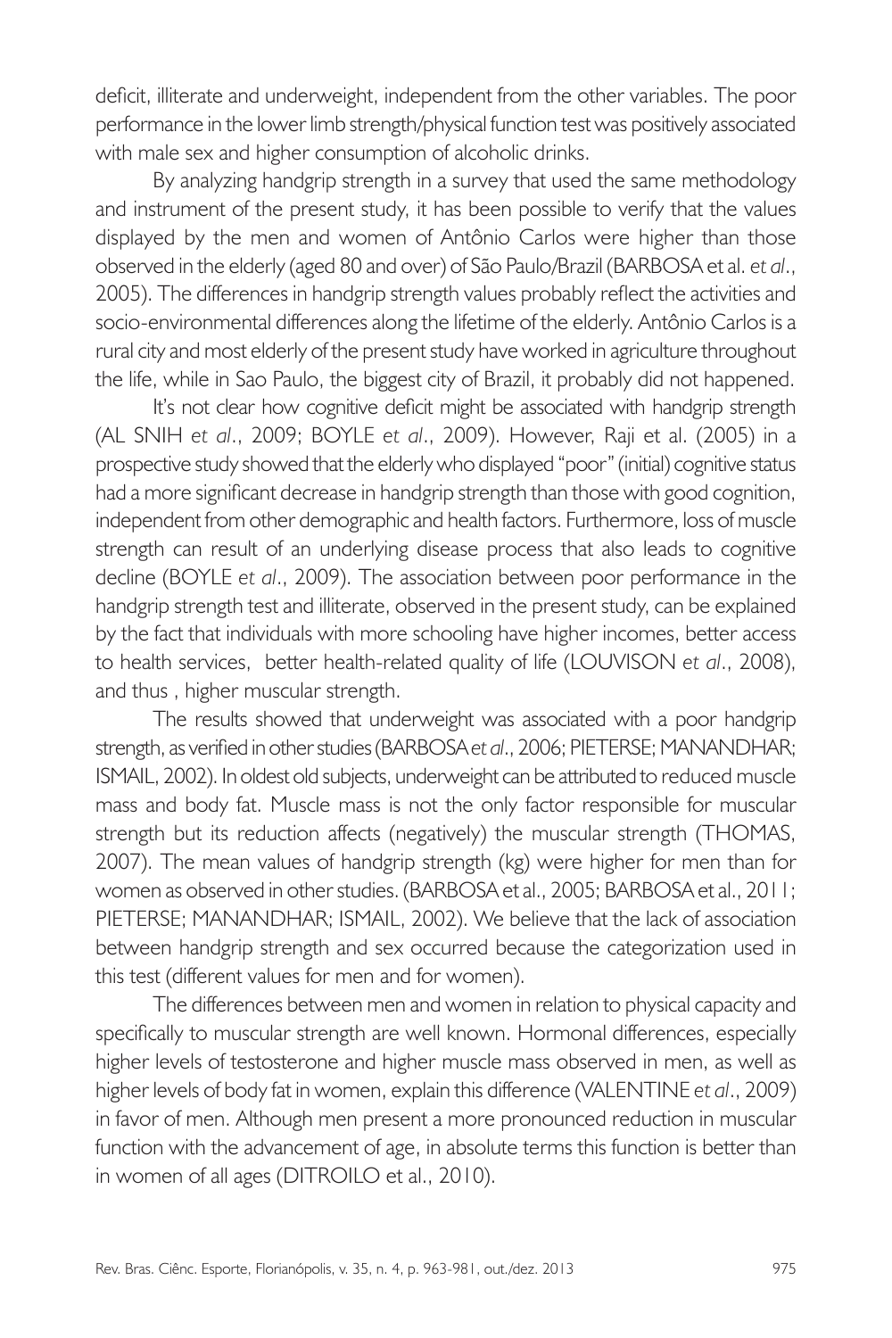deficit, illiterate and underweight, independent from the other variables. The poor performance in the lower limb strength/physical function test was positively associated with male sex and higher consumption of alcoholic drinks.

By analyzing handgrip strength in a survey that used the same methodology and instrument of the present study, it has been possible to verify that the values displayed by the men and women of Antônio Carlos were higher than those observed in the elderly (aged 80 and over) of São Paulo/Brazil (BARBOSA et al. *et al*., 2005). The differences in handgrip strength values probably reflect the activities and socio-environmental differences along the lifetime of the elderly. Antônio Carlos is a rural city and most elderly of the present study have worked in agriculture throughout the life, while in Sao Paulo, the biggest city of Brazil, it probably did not happened.

It's not clear how cognitive deficit might be associated with handgrip strength (AL SNIH *et al*., 2009; BOYLE *et al*., 2009). However, Raji et al. (2005) in a prospective study showed that the elderly who displayed "poor" (initial) cognitive status had a more significant decrease in handgrip strength than those with good cognition, independent from other demographic and health factors. Furthermore, loss of muscle strength can result of an underlying disease process that also leads to cognitive decline (BOYLE *et al*., 2009). The association between poor performance in the handgrip strength test and illiterate, observed in the present study, can be explained by the fact that individuals with more schooling have higher incomes, better access to health services, better health-related quality of life (LOUVISON *et al*., 2008), and thus , higher muscular strength.

The results showed that underweight was associated with a poor handgrip strength, as verified in other studies (BARBOSA *et al*., 2006; PIETERSE; MANANDHAR; ISMAIL, 2002). In oldest old subjects, underweight can be attributed to reduced muscle mass and body fat. Muscle mass is not the only factor responsible for muscular strength but its reduction affects (negatively) the muscular strength (THOMAS, 2007). The mean values of handgrip strength (kg) were higher for men than for women as observed in other studies. (BARBOSA et al., 2005; BARBOSA et al., 2011; PIETERSE; MANANDHAR; ISMAIL, 2002). We believe that the lack of association between handgrip strength and sex occurred because the categorization used in this test (different values for men and for women).

The differences between men and women in relation to physical capacity and specifically to muscular strength are well known. Hormonal differences, especially higher levels of testosterone and higher muscle mass observed in men, as well as higher levels of body fat in women, explain this difference (VALENTINE *et al*., 2009) in favor of men. Although men present a more pronounced reduction in muscular function with the advancement of age, in absolute terms this function is better than in women of all ages (DITROILO et al., 2010).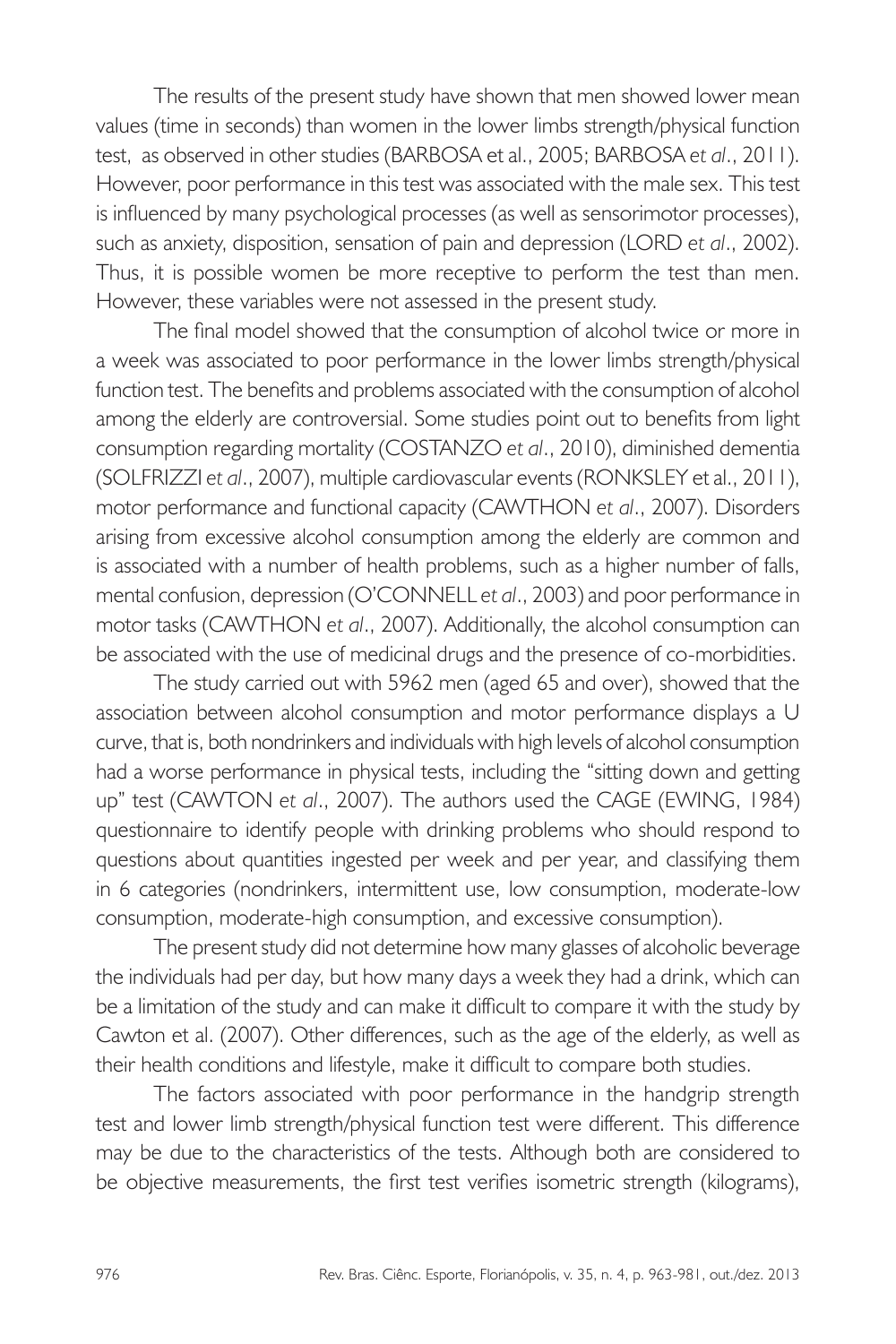The results of the present study have shown that men showed lower mean values (time in seconds) than women in the lower limbs strength/physical function test, as observed in other studies (BARBOSA et al., 2005; BARBOSA *et al*., 2011). However, poor performance in this test was associated with the male sex. This test is influenced by many psychological processes (as well as sensorimotor processes), such as anxiety, disposition, sensation of pain and depression (LORD *et al*., 2002). Thus, it is possible women be more receptive to perform the test than men. However, these variables were not assessed in the present study.

The final model showed that the consumption of alcohol twice or more in a week was associated to poor performance in the lower limbs strength/physical function test. The benefits and problems associated with the consumption of alcohol among the elderly are controversial. Some studies point out to benefits from light consumption regarding mortality (COSTANZO *et al*., 2010), diminished dementia (SOLFRIZZI *et al*., 2007), multiple cardiovascular events (RONKSLEY et al., 2011), motor performance and functional capacity (CAWTHON *et al*., 2007). Disorders arising from excessive alcohol consumption among the elderly are common and is associated with a number of health problems, such as a higher number of falls, mental confusion, depression (O'CONNELL *et al*., 2003) and poor performance in motor tasks (CAWTHON *et al*., 2007). Additionally, the alcohol consumption can be associated with the use of medicinal drugs and the presence of co-morbidities.

The study carried out with 5962 men (aged 65 and over), showed that the association between alcohol consumption and motor performance displays a U curve, that is, both nondrinkers and individuals with high levels of alcohol consumption had a worse performance in physical tests, including the "sitting down and getting up" test (CAWTON *et al*., 2007). The authors used the CAGE (EWING, 1984) questionnaire to identify people with drinking problems who should respond to questions about quantities ingested per week and per year, and classifying them in 6 categories (nondrinkers, intermittent use, low consumption, moderate-low consumption, moderate-high consumption, and excessive consumption).

The present study did not determine how many glasses of alcoholic beverage the individuals had per day, but how many days a week they had a drink, which can be a limitation of the study and can make it difficult to compare it with the study by Cawton et al. (2007). Other differences, such as the age of the elderly, as well as their health conditions and lifestyle, make it difficult to compare both studies.

The factors associated with poor performance in the handgrip strength test and lower limb strength/physical function test were different. This difference may be due to the characteristics of the tests. Although both are considered to be objective measurements, the first test verifies isometric strength (kilograms),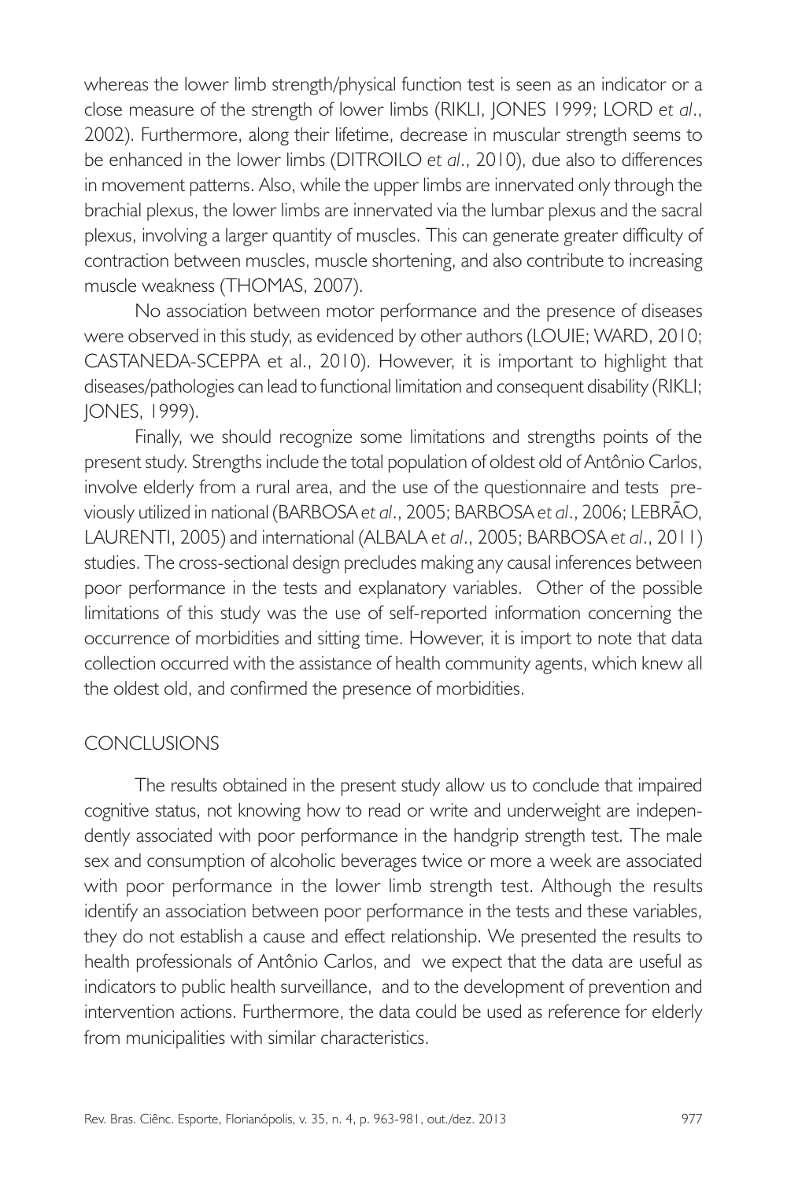whereas the lower limb strength/physical function test is seen as an indicator or a close measure of the strength of lower limbs (RIKLI, JONES 1999; LORD *et al*., 2002). Furthermore, along their lifetime, decrease in muscular strength seems to be enhanced in the lower limbs (DITROILO *et al*., 2010), due also to differences in movement patterns. Also, while the upper limbs are innervated only through the brachial plexus, the lower limbs are innervated via the lumbar plexus and the sacral plexus, involving a larger quantity of muscles. This can generate greater difficulty of contraction between muscles, muscle shortening, and also contribute to increasing muscle weakness (THOMAS, 2007).

No association between motor performance and the presence of diseases were observed in this study, as evidenced by other authors (LOUIE; WARD, 2010; CASTANEDA-SCEPPA et al., 2010). However, it is important to highlight that diseases/pathologies can lead to functional limitation and consequent disability (RIKLI; JONES, 1999).

Finally, we should recognize some limitations and strengths points of the present study. Strengths include the total population of oldest old of Antônio Carlos, involve elderly from a rural area, and the use of the questionnaire and tests previously utilized in national (BARBOSA *et al*., 2005; BARBOSA *et al*., 2006; LEBRÃO, LAURENTI, 2005) and international (ALBALA *et al*., 2005; BARBOSA *et al*., 2011) studies. The cross-sectional design precludes making any causal inferences between poor performance in the tests and explanatory variables. Other of the possible limitations of this study was the use of self-reported information concerning the occurrence of morbidities and sitting time. However, it is import to note that data collection occurred with the assistance of health community agents, which knew all the oldest old, and confirmed the presence of morbidities.

## CONCLUSIONS

The results obtained in the present study allow us to conclude that impaired cognitive status, not knowing how to read or write and underweight are independently associated with poor performance in the handgrip strength test. The male sex and consumption of alcoholic beverages twice or more a week are associated with poor performance in the lower limb strength test. Although the results identify an association between poor performance in the tests and these variables, they do not establish a cause and effect relationship. We presented the results to health professionals of Antônio Carlos, and we expect that the data are useful as indicators to public health surveillance, and to the development of prevention and intervention actions. Furthermore, the data could be used as reference for elderly from municipalities with similar characteristics.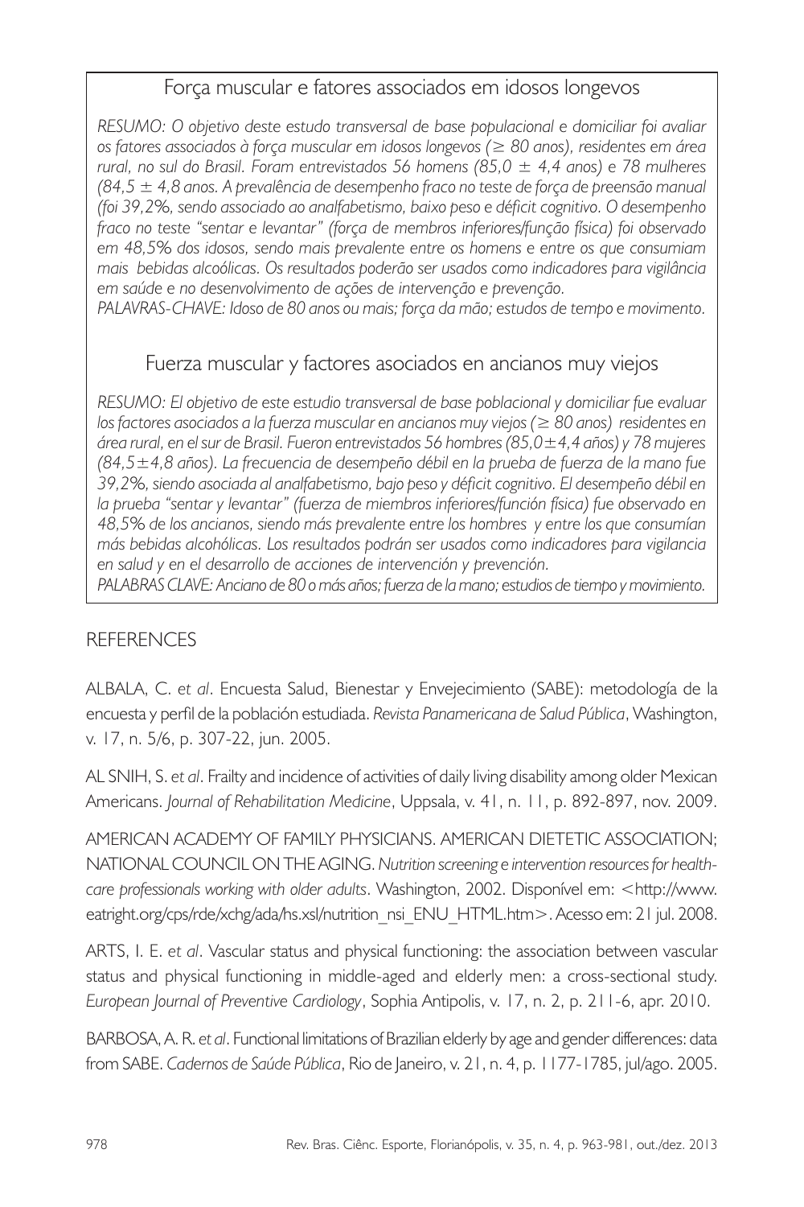## Força muscular e fatores associados em idosos longevos

*RESUMO: O objetivo deste estudo transversal de base populacional e domiciliar foi avaliar os fatores associados à força muscular em idosos longevos (≥ 80 anos), residentes em área rural, no sul do Brasil. Foram entrevistados 56 homens (85,0 ± 4,4 anos) e 78 mulheres (84,5 ± 4,8 anos. A prevalência de desempenho fraco no teste de força de preensão manual (foi 39,2%, sendo associado ao analfabetismo, baixo peso e déficit cognitivo. O desempenho fraco no teste "sentar e levantar" (força de membros inferiores/função física) foi observado em 48,5% dos idosos, sendo mais prevalente entre os homens e entre os que consumiam mais bebidas alcoólicas. Os resultados poderão ser usados como indicadores para vigilância em saúde e no desenvolvimento de ações de intervenção e prevenção.*

*PALAVRAS-CHAVE: Idoso de 80 anos ou mais; força da mão; estudos de tempo e movimento.*

## Fuerza muscular y factores asociados en ancianos muy viejos

*RESUMO: El objetivo de este estudio transversal de base poblacional y domiciliar fue evaluar los factores asociados a la fuerza muscular en ancianos muy viejos (≥ 80 anos) residentes en área rural, en el sur de Brasil. Fueron entrevistados 56 hombres (85,0±4,4 años) y 78 mujeres (84,5±4,8 años). La frecuencia de desempeño débil en la prueba de fuerza de la mano fue 39,2%, siendo asociada al analfabetismo, bajo peso y déficit cognitivo. El desempeño débil en la prueba "sentar y levantar" (fuerza de miembros inferiores/función física) fue observado en 48,5% de los ancianos, siendo más prevalente entre los hombres y entre los que consumían más bebidas alcohólicas. Los resultados podrán ser usados como indicadores para vigilancia en salud y en el desarrollo de acciones de intervención y prevención.*

*PALABRAS CLAVE: Anciano de 80 o más años; fuerza de la mano; estudios de tiempo y movimiento.*

## REFERENCES

ALBALA, C. *et al*. Encuesta Salud, Bienestar y Envejecimiento (SABE): metodología de la encuesta y perfil de la población estudiada. *Revista Panamericana de Salud Pública*, Washington, v. 17, n. 5/6, p. 307-22, jun. 2005.

AL SNIH, S. *et al*. Frailty and incidence of activities of daily living disability among older Mexican Americans. *Journal of Rehabilitation Medicine*, Uppsala, v. 41, n. 11, p. 892-897, nov. 2009.

AMERICAN ACADEMY OF FAMILY PHYSICIANS. AMERICAN DIETETIC ASSOCIATION; NATIONAL COUNCIL ON THE AGING. *Nutrition screening e intervention resources for healthcare professionals working with older adults*. Washington, 2002. Disponível em: <http://www.eatright.org/cps/rde/xchg/ada/hs.xsl/nutrition_nsi_ENU_HTML.htm>. Acesso em: 21 jul. 2008.

ARTS, I. E. *et al*. Vascular status and physical functioning: the association between vascular status and physical functioning in middle-aged and elderly men: a cross-sectional study. *European Journal of Preventive Cardiology*, Sophia Antipolis, v. 17, n. 2, p. 211-6, apr. 2010.

BARBOSA, A. R. *et al*. Functional limitations of Brazilian elderly by age and gender differences: data from SABE. *Cadernos de Saúde Pública*, Rio de Janeiro, v. 21, n. 4, p. 1177-1785, jul/ago. 2005.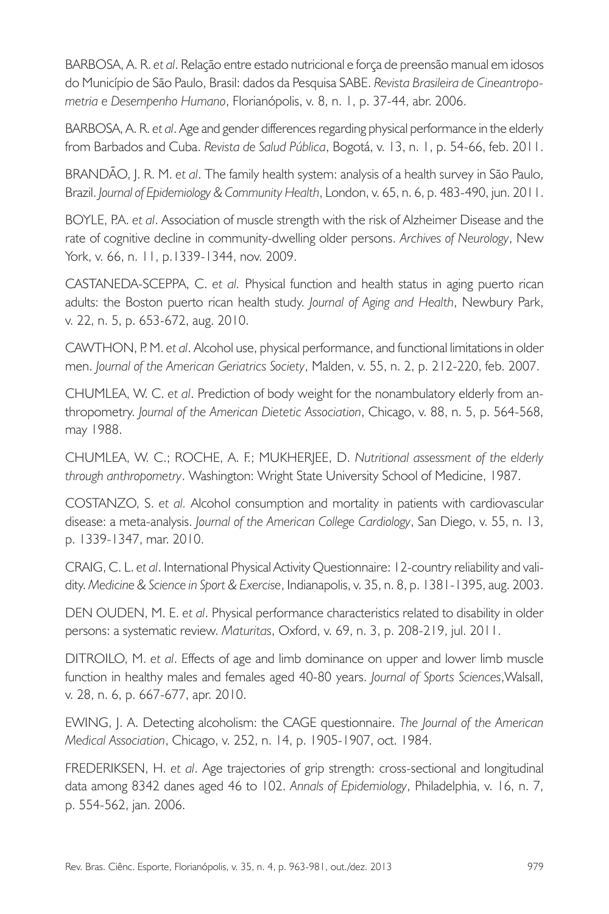BARBOSA, A. R. *et al*. Relação entre estado nutricional e força de preensão manual em idosos do Município de São Paulo, Brasil: dados da Pesquisa SABE. *Revista Brasileira de Cineantropometria e Desempenho Humano*, Florianópolis, v. 8, n. 1, p. 37-44, abr. 2006.

BARBOSA, A. R. *et al*. Age and gender differences regarding physical performance in the elderly from Barbados and Cuba. *Revista de Salud Pública*, Bogotá, v. 13, n. 1, p. 54-66, feb. 2011.

BRANDÃO, J. R. M. *et al*. The family health system: analysis of a health survey in São Paulo, Brazil. *Journal of Epidemiology & Community Health*, London, v. 65, n. 6, p. 483-490, jun. 2011.

BOYLE, P.A. *et al*. Association of muscle strength with the risk of Alzheimer Disease and the rate of cognitive decline in community-dwelling older persons. *Archives of Neurology*, New York, v. 66, n. 11, p.1339-1344, nov. 2009.

CASTANEDA-SCEPPA, C. *et al*. Physical function and health status in aging puerto rican adults: the Boston puerto rican health study. *Journal of Aging and Health*, Newbury Park, v. 22, n. 5, p. 653-672, aug. 2010.

CAWTHON, P. M. *et al*. Alcohol use, physical performance, and functional limitations in older men. *Journal of the American Geriatrics Society*, Malden, v. 55, n. 2, p. 212-220, feb. 2007.

CHUMLEA, W. C. *et al*. Prediction of body weight for the nonambulatory elderly from anthropometry. *Journal of the American Dietetic Association*, Chicago, v. 88, n. 5, p. 564-568, may 1988.

CHUMLEA, W. C.; ROCHE, A. F.; MUKHERJEE, D. *Nutritional assessment of the elderly through anthropometry*. Washington: Wright State University School of Medicine, 1987.

COSTANZO, S. *et al*. Alcohol consumption and mortality in patients with cardiovascular disease: a meta-analysis. *Journal of the American College Cardiology*, San Diego, v. 55, n. 13, p. 1339-1347, mar. 2010.

CRAIG, C. L. *et al*. International Physical Activity Questionnaire: 12-country reliability and validity. *Medicine & Science in Sport & Exercise*, Indianapolis, v. 35, n. 8, p. 1381-1395, aug. 2003.

DEN OUDEN, M. E. *et al*. Physical performance characteristics related to disability in older persons: a systematic review. *Maturitas*, Oxford, v. 69, n. 3, p. 208-219, jul. 2011.

DITROILO, M. *et al*. Effects of age and limb dominance on upper and lower limb muscle function in healthy males and females aged 40-80 years. *Journal of Sports Sciences*,Walsall, v. 28, n. 6, p. 667-677, apr. 2010.

EWING, J. A. Detecting alcoholism: the CAGE questionnaire. *The Journal of the American Medical Association*, Chicago, v. 252, n. 14, p. 1905-1907, oct. 1984.

FREDERIKSEN, H. *et al*. Age trajectories of grip strength: cross-sectional and longitudinal data among 8342 danes aged 46 to 102. *Annals of Epidemiology*, Philadelphia, v. 16, n. 7, p. 554-562, jan. 2006.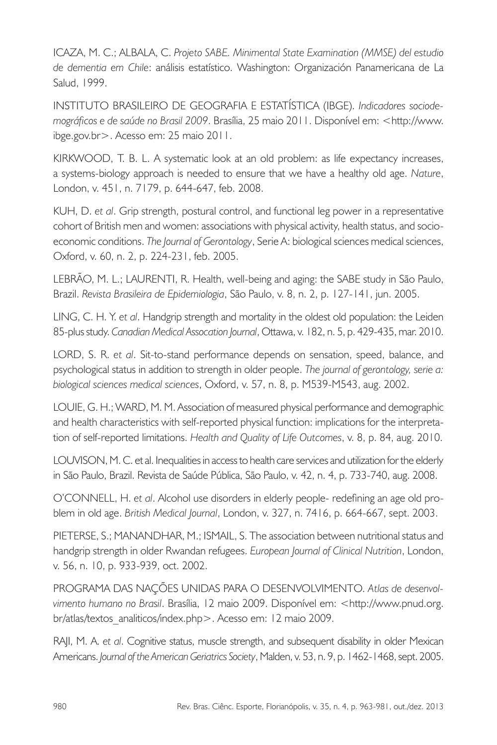ICAZA, M. C.; ALBALA, C. *Projeto SABE. Minimental State Examination (MMSE) del estudio de dementia em Chile*: análisis estatístico. Washington: Organización Panamericana de La Salud, 1999.

INSTITUTO BRASILEIRO DE GEOGRAFIA E ESTATÍSTICA (IBGE). *Indicadores sociodemográficos e de saúde no Brasil 2009*. Brasília, 25 maio 2011. Disponível em: <http://www.ibge.gov.br>. Acesso em: 25 maio 2011.

KIRKWOOD, T. B. L. A systematic look at an old problem: as life expectancy increases, a systems-biology approach is needed to ensure that we have a healthy old age. *Nature*, London, v. 451, n. 7179, p. 644-647, feb. 2008.

KUH, D. *et al*. Grip strength, postural control, and functional leg power in a representative cohort of British men and women: associations with physical activity, health status, and socioeconomic conditions. *The Journal of Gerontology*, Serie A: biological sciences medical sciences, Oxford, v. 60, n. 2, p. 224-231, feb. 2005.

LEBRÃO, M. L.; LAURENTI, R. Health, well-being and aging: the SABE study in São Paulo, Brazil. *Revista Brasileira de Epidemiologia*, São Paulo, v. 8, n. 2, p. 127-141, jun. 2005.

LING, C. H. Y. *et al*. Handgrip strength and mortality in the oldest old population: the Leiden 85-plus study. *Canadian Medical Assocation Journal*, Ottawa, v. 182, n. 5, p. 429-435, mar. 2010.

LORD, S. R. *et al*. Sit-to-stand performance depends on sensation, speed, balance, and psychological status in addition to strength in older people. *The journal of gerontology, serie a: biological sciences medical sciences*, Oxford, v. 57, n. 8, p. M539-M543, aug. 2002.

LOUIE, G. H.; WARD, M. M. Association of measured physical performance and demographic and health characteristics with self-reported physical function: implications for the interpretation of self-reported limitations. *Health and Quality of Life Outcomes*, v. 8, p. 84, aug. 2010.

LOUVISON, M. C. et al. Inequalities in access to health care services and utilization for the elderly in São Paulo, Brazil. Revista de Saúde Pública, São Paulo, v. 42, n. 4, p. 733-740, aug. 2008.

O'CONNELL, H. *et al*. Alcohol use disorders in elderly people- redefining an age old problem in old age. *British Medical Journal*, London, v. 327, n. 7416, p. 664-667, sept. 2003.

PIETERSE, S.; MANANDHAR, M.; ISMAIL, S. The association between nutritional status and handgrip strength in older Rwandan refugees. *European Journal of Clinical Nutrition*, London, v. 56, n. 10, p. 933-939, oct. 2002.

PROGRAMA DAS NAÇÕES UNIDAS PARA O DESENVOLVIMENTO. *Atlas de desenvolvimento humano no Brasil*. Brasília, 12 maio 2009. Disponível em: <http://www.pnud.org.br/atlas/textos_analiticos/index.php>. Acesso em: 12 maio 2009.

RAJI, M. A. *et al*. Cognitive status, muscle strength, and subsequent disability in older Mexican Americans. *Journal of the American Geriatrics Society*, Malden, v. 53, n. 9, p. 1462-1468, sept. 2005.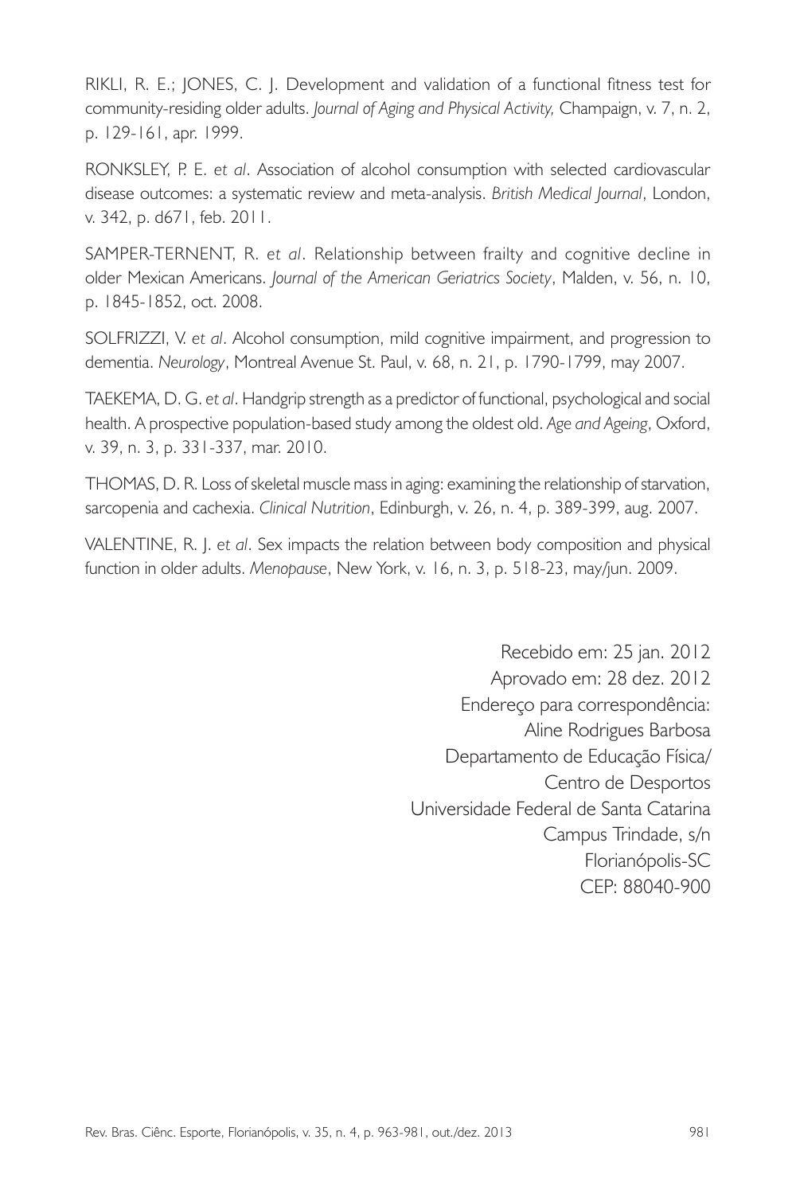RIKLI, R. E.; JONES, C. J. Development and validation of a functional fitness test for community-residing older adults. *Journal of Aging and Physical Activity,* Champaign, v. 7, n. 2, p. 129-161, apr. 1999.

RONKSLEY, P. E. *et al*. Association of alcohol consumption with selected cardiovascular disease outcomes: a systematic review and meta-analysis. *British Medical Journal*, London, v. 342, p. d671, feb. 2011.

SAMPER-TERNENT, R. *et al*. Relationship between frailty and cognitive decline in older Mexican Americans. *Journal of the American Geriatrics Society*, Malden, v. 56, n. 10, p. 1845-1852, oct. 2008.

SOLFRIZZI, V. *et al*. Alcohol consumption, mild cognitive impairment, and progression to dementia. *Neurology*, Montreal Avenue St. Paul, v. 68, n. 21, p. 1790-1799, may 2007.

TAEKEMA, D. G. *et al*. Handgrip strength as a predictor of functional, psychological and social health. A prospective population-based study among the oldest old. *Age and Ageing*, Oxford, v. 39, n. 3, p. 331-337, mar. 2010.

THOMAS, D. R. Loss of skeletal muscle mass in aging: examining the relationship of starvation, sarcopenia and cachexia. *Clinical Nutrition*, Edinburgh, v. 26, n. 4, p. 389-399, aug. 2007.

VALENTINE, R. J. *et al*. Sex impacts the relation between body composition and physical function in older adults. *Menopause*, New York, v. 16, n. 3, p. 518-23, may/jun. 2009.

Recebido em: 25 jan. 2012
Aprovado em: 28 dez. 2012
Endereço para correspondência:
Aline Rodrigues Barbosa
Departamento de Educação Física/
Centro de Desportos
Universidade Federal de Santa Catarina
Campus Trindade, s/n
Florianópolis-SC
CEP: 88040-900